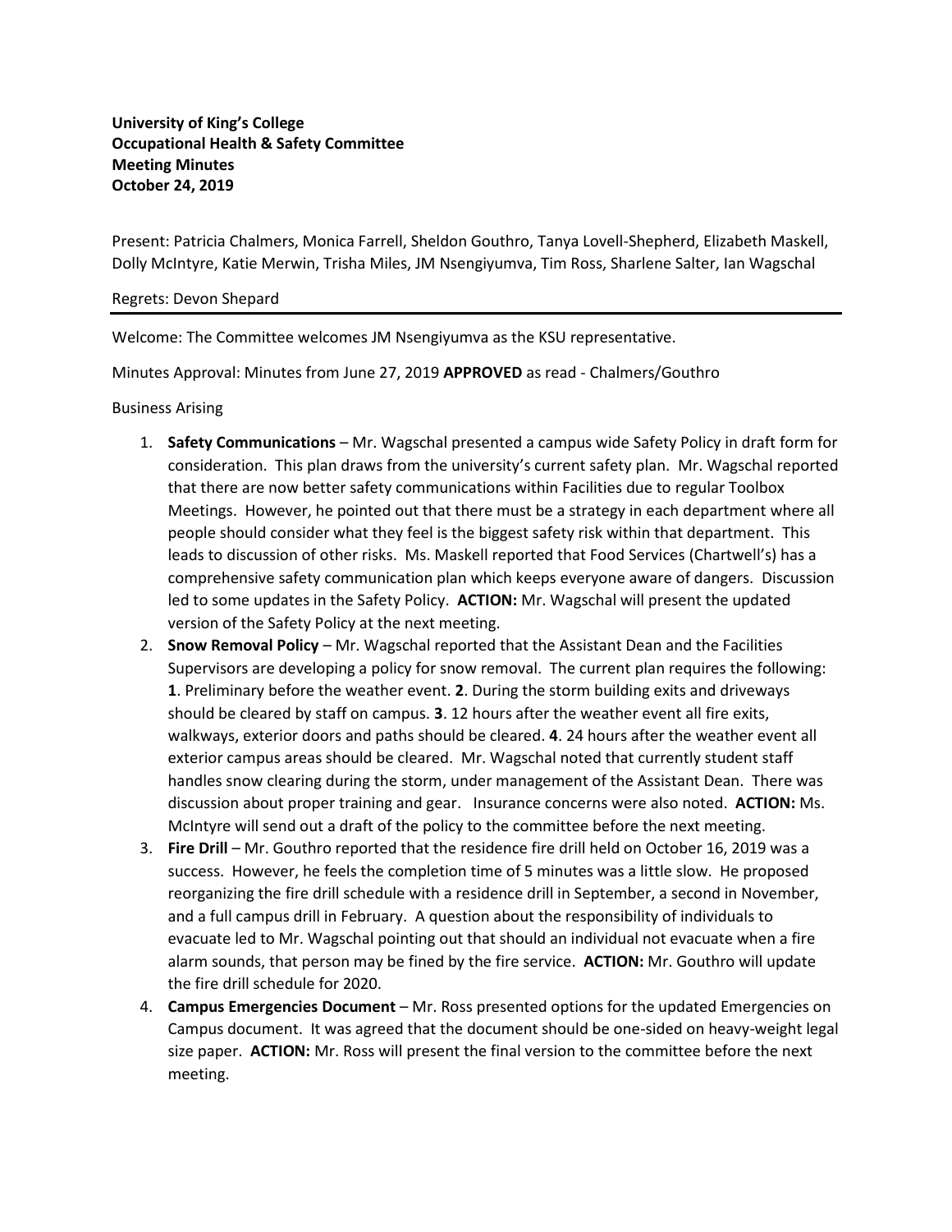**University of King's College**
**Occupational Health & Safety Committee**
**Meeting Minutes**
**October 24, 2019**

Present: Patricia Chalmers, Monica Farrell, Sheldon Gouthro, Tanya Lovell-Shepherd, Elizabeth Maskell, Dolly McIntyre, Katie Merwin, Trisha Miles, JM Nsengiyumva, Tim Ross, Sharlene Salter, Ian Wagschal

Regrets: Devon Shepard

---

Welcome: The Committee welcomes JM Nsengiyumva as the KSU representative.

Minutes Approval: Minutes from June 27, 2019 **APPROVED** as read - Chalmers/Gouthro

Business Arising

1. **Safety Communications** – Mr. Wagschal presented a campus wide Safety Policy in draft form for consideration. This plan draws from the university's current safety plan. Mr. Wagschal reported that there are now better safety communications within Facilities due to regular Toolbox Meetings. However, he pointed out that there must be a strategy in each department where all people should consider what they feel is the biggest safety risk within that department. This leads to discussion of other risks. Ms. Maskell reported that Food Services (Chartwell's) has a comprehensive safety communication plan which keeps everyone aware of dangers. Discussion led to some updates in the Safety Policy. **ACTION:** Mr. Wagschal will present the updated version of the Safety Policy at the next meeting.
2. **Snow Removal Policy** – Mr. Wagschal reported that the Assistant Dean and the Facilities Supervisors are developing a policy for snow removal. The current plan requires the following: **1**. Preliminary before the weather event. **2**. During the storm building exits and driveways should be cleared by staff on campus. **3**. 12 hours after the weather event all fire exits, walkways, exterior doors and paths should be cleared. **4**. 24 hours after the weather event all exterior campus areas should be cleared. Mr. Wagschal noted that currently student staff handles snow clearing during the storm, under management of the Assistant Dean. There was discussion about proper training and gear. Insurance concerns were also noted. **ACTION:** Ms. McIntyre will send out a draft of the policy to the committee before the next meeting.
3. **Fire Drill** – Mr. Gouthro reported that the residence fire drill held on October 16, 2019 was a success. However, he feels the completion time of 5 minutes was a little slow. He proposed reorganizing the fire drill schedule with a residence drill in September, a second in November, and a full campus drill in February. A question about the responsibility of individuals to evacuate led to Mr. Wagschal pointing out that should an individual not evacuate when a fire alarm sounds, that person may be fined by the fire service. **ACTION:** Mr. Gouthro will update the fire drill schedule for 2020.
4. **Campus Emergencies Document** – Mr. Ross presented options for the updated Emergencies on Campus document. It was agreed that the document should be one-sided on heavy-weight legal size paper. **ACTION:** Mr. Ross will present the final version to the committee before the next meeting.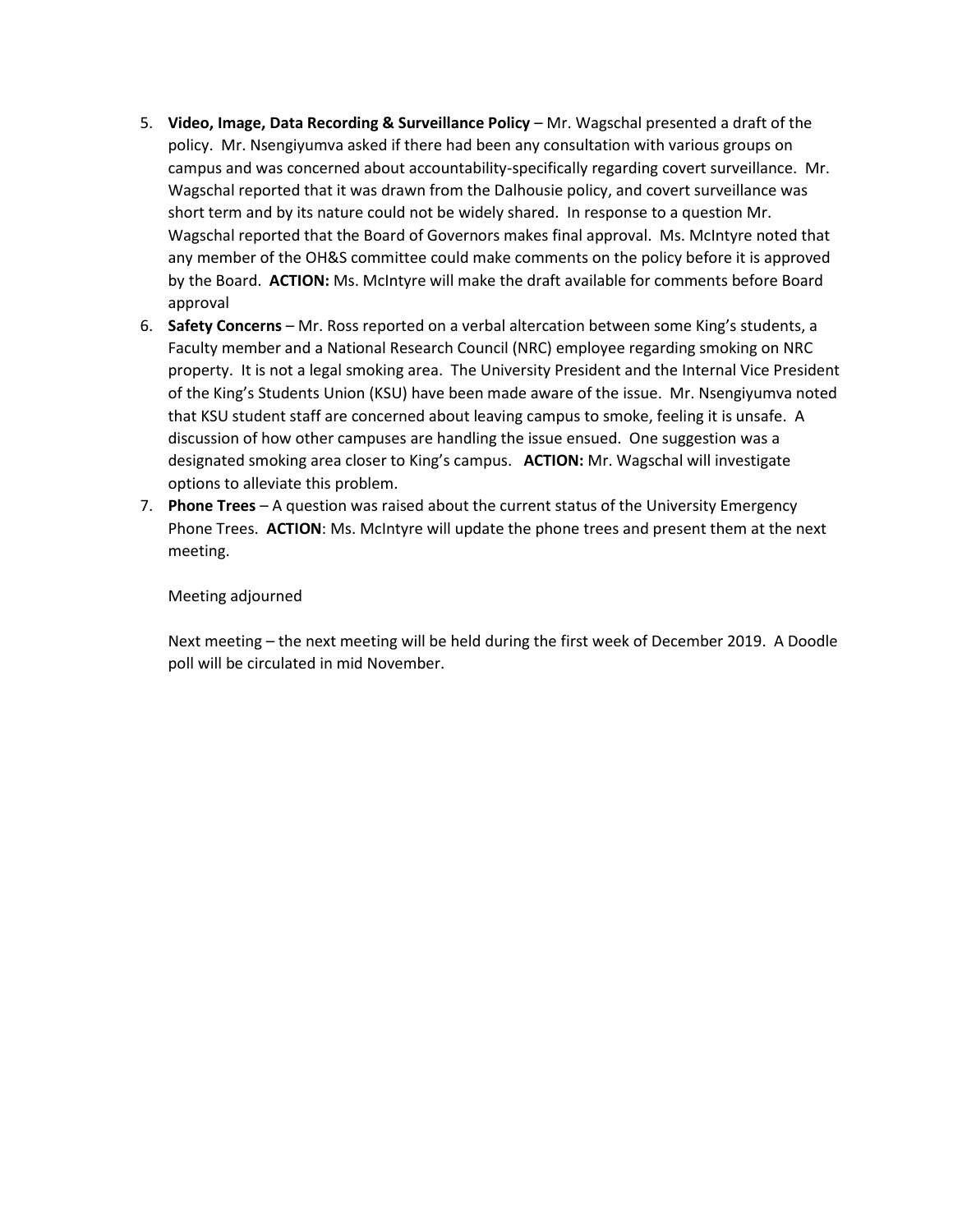5. **Video, Image, Data Recording & Surveillance Policy** – Mr. Wagschal presented a draft of the policy. Mr. Nsengiyumva asked if there had been any consultation with various groups on campus and was concerned about accountability-specifically regarding covert surveillance. Mr. Wagschal reported that it was drawn from the Dalhousie policy, and covert surveillance was short term and by its nature could not be widely shared. In response to a question Mr. Wagschal reported that the Board of Governors makes final approval. Ms. McIntyre noted that any member of the OH&S committee could make comments on the policy before it is approved by the Board. **ACTION:** Ms. McIntyre will make the draft available for comments before Board approval
6. **Safety Concerns** – Mr. Ross reported on a verbal altercation between some King's students, a Faculty member and a National Research Council (NRC) employee regarding smoking on NRC property. It is not a legal smoking area. The University President and the Internal Vice President of the King's Students Union (KSU) have been made aware of the issue. Mr. Nsengiyumva noted that KSU student staff are concerned about leaving campus to smoke, feeling it is unsafe. A discussion of how other campuses are handling the issue ensued. One suggestion was a designated smoking area closer to King's campus. **ACTION:** Mr. Wagschal will investigate options to alleviate this problem.
7. **Phone Trees** – A question was raised about the current status of the University Emergency Phone Trees. **ACTION**: Ms. McIntyre will update the phone trees and present them at the next meeting.

Meeting adjourned

Next meeting – the next meeting will be held during the first week of December 2019. A Doodle poll will be circulated in mid November.